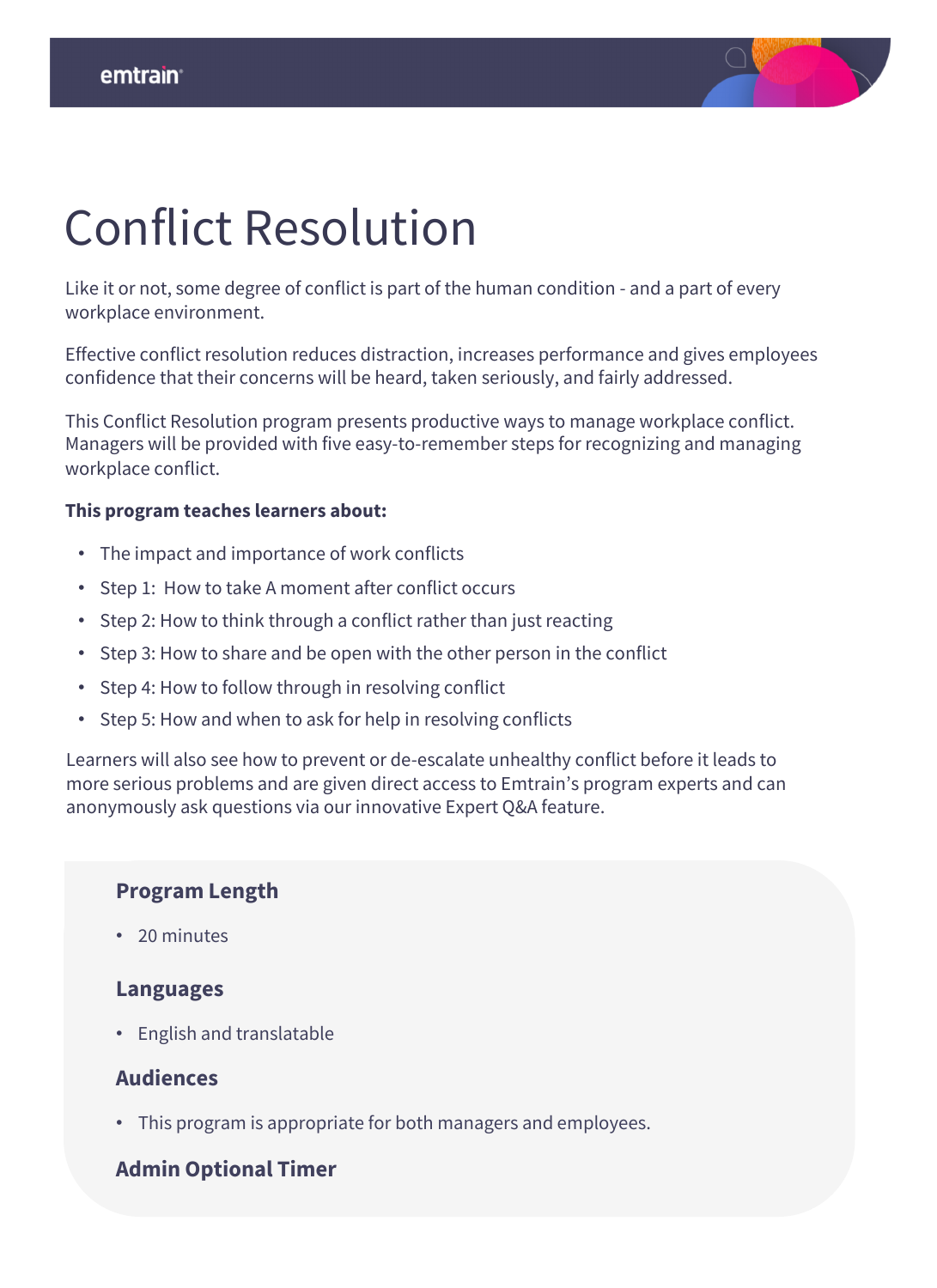# Conflict Resolution

Like it or not, some degree of conflict is part of the human condition - and a part of every workplace environment.

Effective conflict resolution reduces distraction, increases performance and gives employees confidence that their concerns will be heard, taken seriously, and fairly addressed.

This Conflict Resolution program presents productive ways to manage workplace conflict. Managers will be provided with five easy-to-remember steps for recognizing and managing workplace conflict.

**This program teaches learners about:**

- The impact and importance of work conflicts
- Step 1: How to take A moment after conflict occurs
- Step 2: How to think through a conflict rather than just reacting
- Step 3: How to share and be open with the other person in the conflict
- Step 4: How to follow through in resolving conflict
- Step 5: How and when to ask for help in resolving conflicts

Learners will also see how to prevent or de-escalate unhealthy conflict before it leads to more serious problems and are given direct access to Emtrain's program experts and can anonymously ask questions via our innovative Expert Q&A feature.

### Program Length

- 20 minutes

### Languages

- English and translatable

### Audiences

- This program is appropriate for both managers and employees.

### Admin Optional Timer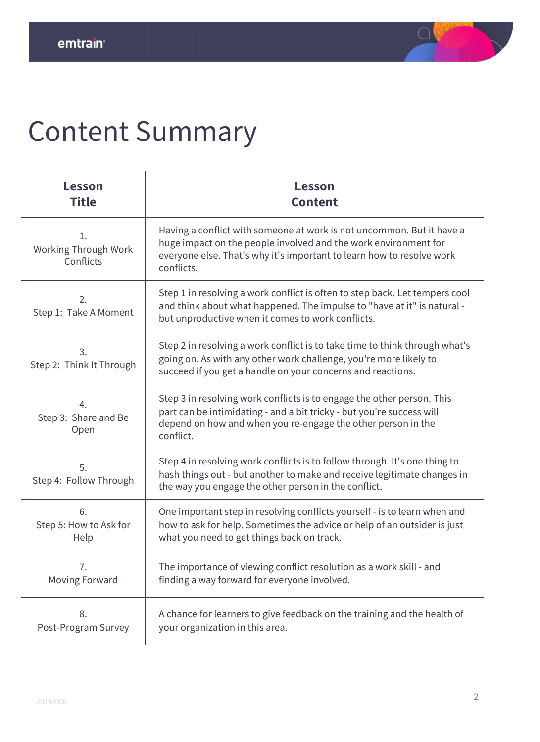# Content Summary

| Lesson Title | Lesson Content |
|---|---|
| 1. Working Through Work Conflicts | Having a conflict with someone at work is not uncommon. But it have a huge impact on the people involved and the work environment for everyone else. That's why it's important to learn how to resolve work conflicts. |
| 2. Step 1: Take A Moment | Step 1 in resolving a work conflict is often to step back. Let tempers cool and think about what happened. The impulse to "have at it" is natural - but unproductive when it comes to work conflicts. |
| 3. Step 2: Think It Through | Step 2 in resolving a work conflict is to take time to think through what's going on. As with any other work challenge, you're more likely to succeed if you get a handle on your concerns and reactions. |
| 4. Step 3: Share and Be Open | Step 3 in resolving work conflicts is to engage the other person. This part can be intimidating - and a bit tricky - but you're success will depend on how and when you re-engage the other person in the conflict. |
| 5. Step 4: Follow Through | Step 4 in resolving work conflicts is to follow through. It's one thing to hash things out - but another to make and receive legitimate changes in the way you engage the other person in the conflict. |
| 6. Step 5: How to Ask for Help | One important step in resolving conflicts yourself - is to learn when and how to ask for help. Sometimes the advice or help of an outsider is just what you need to get things back on track. |
| 7. Moving Forward | The importance of viewing conflict resolution as a work skill - and finding a way forward for everyone involved. |
| 8. Post-Program Survey | A chance for learners to give feedback on the training and the health of your organization in this area. |

20190908